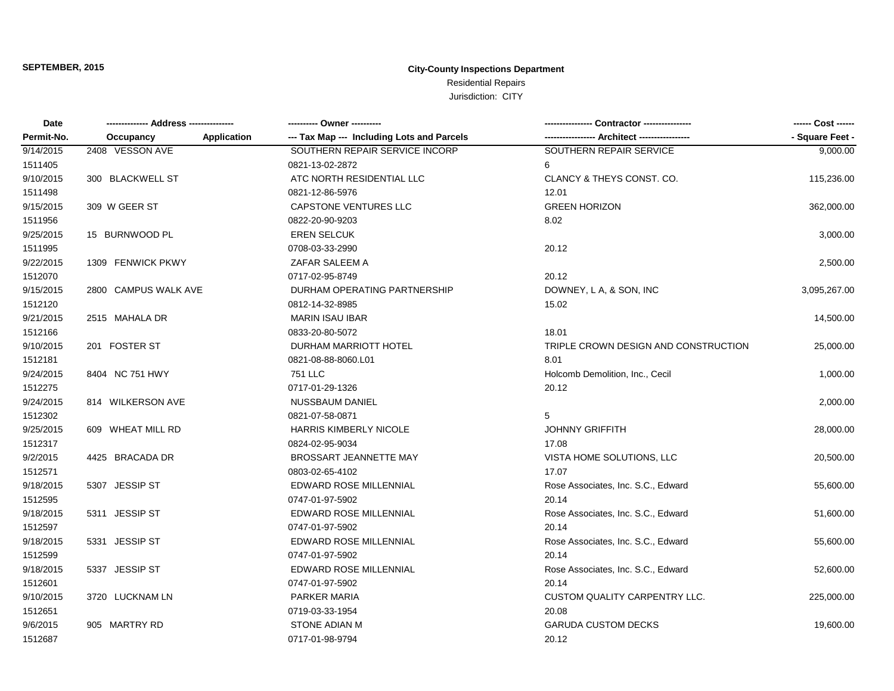**SEPTEMBER, 2015**

**City-County Inspections Department**

Residential Repairs

Jurisdiction: CITY

| Date<br>Permit-No. | -------------- Address --------------<br>Occupancy | Application | ---------- Owner ----------<br>--- Tax Map --- Including Lots and Parcels | ---------------- Contractor ----------------<br>---------------- Architect ---------------- | ------ Cost ------<br>- Square Feet - |
|---|---|---|---|---|---|
| 9/14/2015<br>1511405 | 2408 VESSON AVE | | SOUTHERN REPAIR SERVICE INCORP<br>0821-13-02-2872 | SOUTHERN REPAIR SERVICE<br>6 | 9,000.00 |
| 9/10/2015<br>1511498 | 300 BLACKWELL ST | | ATC NORTH RESIDENTIAL LLC<br>0821-12-86-5976 | CLANCY & THEYS CONST. CO.<br>12.01 | 115,236.00 |
| 9/15/2015<br>1511956 | 309 W GEER ST | | CAPSTONE VENTURES LLC<br>0822-20-90-9203 | GREEN HORIZON<br>8.02 | 362,000.00 |
| 9/25/2015<br>1511995 | 15 BURNWOOD PL | | EREN SELCUK<br>0708-03-33-2990 | <br>20.12 | 3,000.00 |
| 9/22/2015<br>1512070 | 1309 FENWICK PKWY | | ZAFAR SALEEM A<br>0717-02-95-8749 | <br>20.12 | 2,500.00 |
| 9/15/2015<br>1512120 | 2800 CAMPUS WALK AVE | | DURHAM OPERATING PARTNERSHIP<br>0812-14-32-8985 | DOWNEY, L A, & SON, INC<br>15.02 | 3,095,267.00 |
| 9/21/2015<br>1512166 | 2515 MAHALA DR | | MARIN ISAU IBAR<br>0833-20-80-5072 | <br>18.01 | 14,500.00 |
| 9/10/2015<br>1512181 | 201 FOSTER ST | | DURHAM MARRIOTT HOTEL<br>0821-08-88-8060.L01 | TRIPLE CROWN DESIGN AND CONSTRUCTION<br>8.01 | 25,000.00 |
| 9/24/2015<br>1512275 | 8404 NC 751 HWY | | 751 LLC<br>0717-01-29-1326 | Holcomb Demolition, Inc., Cecil<br>20.12 | 1,000.00 |
| 9/24/2015<br>1512302 | 814 WILKERSON AVE | | NUSSBAUM DANIEL<br>0821-07-58-0871 | <br>5 | 2,000.00 |
| 9/25/2015<br>1512317 | 609 WHEAT MILL RD | | HARRIS KIMBERLY NICOLE<br>0824-02-95-9034 | JOHNNY GRIFFITH<br>17.08 | 28,000.00 |
| 9/2/2015<br>1512571 | 4425 BRACADA DR | | BROSSART JEANNETTE MAY<br>0803-02-65-4102 | VISTA HOME SOLUTIONS, LLC<br>17.07 | 20,500.00 |
| 9/18/2015<br>1512595 | 5307 JESSIP ST | | EDWARD ROSE MILLENNIAL<br>0747-01-97-5902 | Rose Associates, Inc. S.C., Edward<br>20.14 | 55,600.00 |
| 9/18/2015<br>1512597 | 5311 JESSIP ST | | EDWARD ROSE MILLENNIAL<br>0747-01-97-5902 | Rose Associates, Inc. S.C., Edward<br>20.14 | 51,600.00 |
| 9/18/2015<br>1512599 | 5331 JESSIP ST | | EDWARD ROSE MILLENNIAL<br>0747-01-97-5902 | Rose Associates, Inc. S.C., Edward<br>20.14 | 55,600.00 |
| 9/18/2015<br>1512601 | 5337 JESSIP ST | | EDWARD ROSE MILLENNIAL<br>0747-01-97-5902 | Rose Associates, Inc. S.C., Edward<br>20.14 | 52,600.00 |
| 9/10/2015<br>1512651 | 3720 LUCKNAM LN | | PARKER MARIA<br>0719-03-33-1954 | CUSTOM QUALITY CARPENTRY LLC.<br>20.08 | 225,000.00 |
| 9/6/2015<br>1512687 | 905 MARTRY RD | | STONE ADIAN M<br>0717-01-98-9794 | GARUDA CUSTOM DECKS<br>20.12 | 19,600.00 |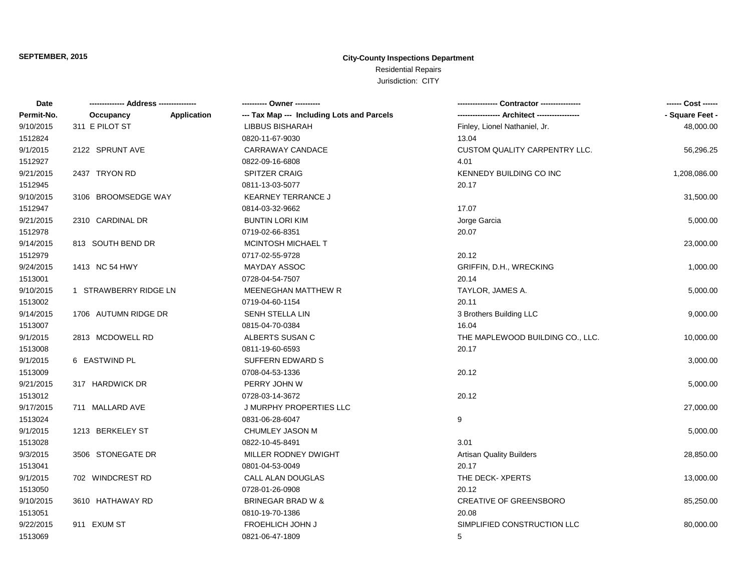**SEPTEMBER, 2015**

**City-County Inspections Department**

Residential Repairs

Jurisdiction: CITY

| Date | -------------- Address -------------- | | ---------- Owner ---------- | ---------------- Contractor ---------------- | ------ Cost ------ |
|---|---|---|---|---|---|
| Permit-No. | Occupancy | Application | --- Tax Map --- Including Lots and Parcels | ---------------- Architect ---------------- | - Square Feet - |
| 9/10/2015 | 311 E PILOT ST | | LIBBUS BISHARAH | Finley, Lionel Nathaniel, Jr. | 48,000.00 |
| 1512824 | | | 0820-11-67-9030 | 13.04 | |
| 9/1/2015 | 2122 SPRUNT AVE | | CARRAWAY CANDACE | CUSTOM QUALITY CARPENTRY LLC. | 56,296.25 |
| 1512927 | | | 0822-09-16-6808 | 4.01 | |
| 9/21/2015 | 2437 TRYON RD | | SPITZER CRAIG | KENNEDY BUILDING CO INC | 1,208,086.00 |
| 1512945 | | | 0811-13-03-5077 | 20.17 | |
| 9/10/2015 | 3106 BROOMSEDGE WAY | | KEARNEY TERRANCE J | | 31,500.00 |
| 1512947 | | | 0814-03-32-9662 | 17.07 | |
| 9/21/2015 | 2310 CARDINAL DR | | BUNTIN LORI KIM | Jorge Garcia | 5,000.00 |
| 1512978 | | | 0719-02-66-8351 | 20.07 | |
| 9/14/2015 | 813 SOUTH BEND DR | | MCINTOSH MICHAEL T | | 23,000.00 |
| 1512979 | | | 0717-02-55-9728 | 20.12 | |
| 9/24/2015 | 1413 NC 54 HWY | | MAYDAY ASSOC | GRIFFIN, D.H., WRECKING | 1,000.00 |
| 1513001 | | | 0728-04-54-7507 | 20.14 | |
| 9/10/2015 | 1 STRAWBERRY RIDGE LN | | MEENEGHAN MATTHEW R | TAYLOR, JAMES A. | 5,000.00 |
| 1513002 | | | 0719-04-60-1154 | 20.11 | |
| 9/14/2015 | 1706 AUTUMN RIDGE DR | | SENH STELLA LIN | 3 Brothers Building LLC | 9,000.00 |
| 1513007 | | | 0815-04-70-0384 | 16.04 | |
| 9/1/2015 | 2813 MCDOWELL RD | | ALBERTS SUSAN C | THE MAPLEWOOD BUILDING CO., LLC. | 10,000.00 |
| 1513008 | | | 0811-19-60-6593 | 20.17 | |
| 9/1/2015 | 6 EASTWIND PL | | SUFFERN EDWARD S | | 3,000.00 |
| 1513009 | | | 0708-04-53-1336 | 20.12 | |
| 9/21/2015 | 317 HARDWICK DR | | PERRY JOHN W | | 5,000.00 |
| 1513012 | | | 0728-03-14-3672 | 20.12 | |
| 9/17/2015 | 711 MALLARD AVE | | J MURPHY PROPERTIES LLC | | 27,000.00 |
| 1513024 | | | 0831-06-28-6047 | 9 | |
| 9/1/2015 | 1213 BERKELEY ST | | CHUMLEY JASON M | | 5,000.00 |
| 1513028 | | | 0822-10-45-8491 | 3.01 | |
| 9/3/2015 | 3506 STONEGATE DR | | MILLER RODNEY DWIGHT | Artisan Quality Builders | 28,850.00 |
| 1513041 | | | 0801-04-53-0049 | 20.17 | |
| 9/1/2015 | 702 WINDCREST RD | | CALL ALAN DOUGLAS | THE DECK- XPERTS | 13,000.00 |
| 1513050 | | | 0728-01-26-0908 | 20.12 | |
| 9/10/2015 | 3610 HATHAWAY RD | | BRINEGAR BRAD W & | CREATIVE OF GREENSBORO | 85,250.00 |
| 1513051 | | | 0810-19-70-1386 | 20.08 | |
| 9/22/2015 | 911 EXUM ST | | FROEHLICH JOHN J | SIMPLIFIED CONSTRUCTION LLC | 80,000.00 |
| 1513069 | | | 0821-06-47-1809 | 5 | |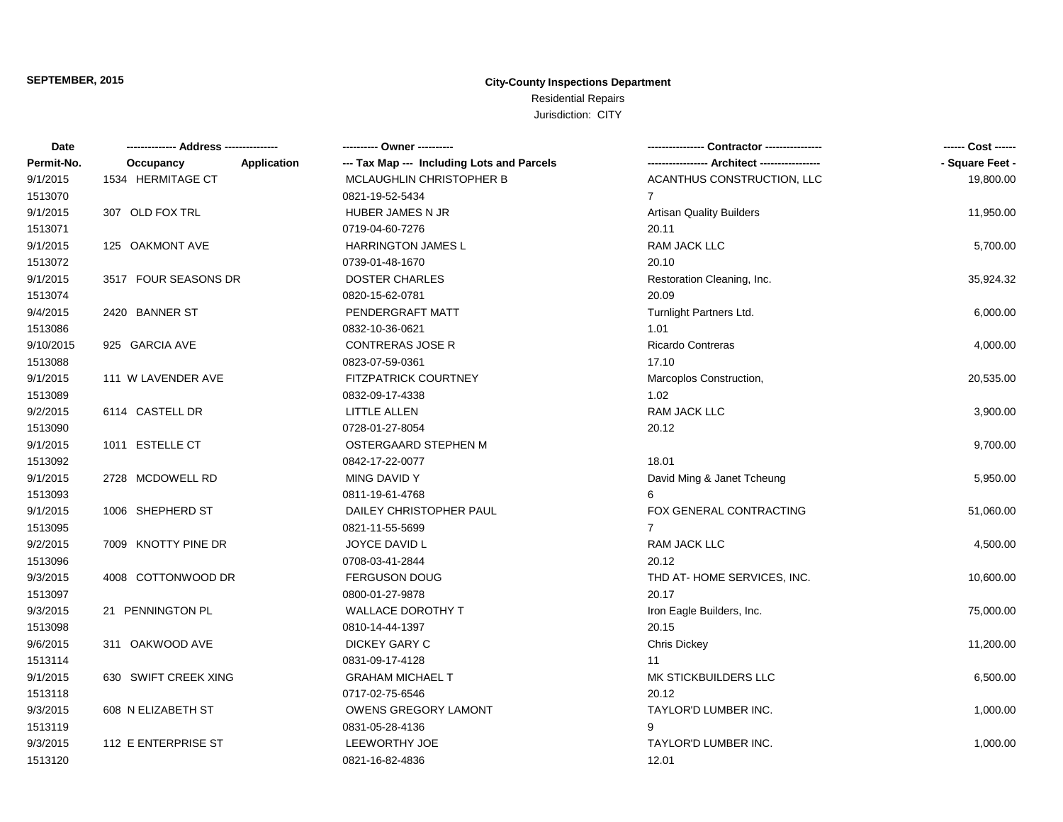**SEPTEMBER, 2015**

# City-County Inspections Department

Residential Repairs

Jurisdiction: CITY

| Date<br>Permit-No. | Address<br>Occupancy | Application | Owner<br>Tax Map --- Including Lots and Parcels | Contractor<br>Architect | Cost<br>Square Feet |
|---|---|---|---|---|---|
| 9/1/2015<br>1513070 | 1534 HERMITAGE CT | | MCLAUGHLIN CHRISTOPHER B<br>0821-19-52-5434 | ACANTHUS CONSTRUCTION, LLC<br>7 | 19,800.00 |
| 9/1/2015<br>1513071 | 307 OLD FOX TRL | | HUBER JAMES N JR<br>0719-04-60-7276 | Artisan Quality Builders<br>20.11 | 11,950.00 |
| 9/1/2015<br>1513072 | 125 OAKMONT AVE | | HARRINGTON JAMES L<br>0739-01-48-1670 | RAM JACK LLC<br>20.10 | 5,700.00 |
| 9/1/2015<br>1513074 | 3517 FOUR SEASONS DR | | DOSTER CHARLES<br>0820-15-62-0781 | Restoration Cleaning, Inc.<br>20.09 | 35,924.32 |
| 9/4/2015<br>1513086 | 2420 BANNER ST | | PENDERGRAFT MATT<br>0832-10-36-0621 | Turnlight Partners Ltd.<br>1.01 | 6,000.00 |
| 9/10/2015<br>1513088 | 925 GARCIA AVE | | CONTRERAS JOSE R<br>0823-07-59-0361 | Ricardo Contreras<br>17.10 | 4,000.00 |
| 9/1/2015<br>1513089 | 111 W LAVENDER AVE | | FITZPATRICK COURTNEY<br>0832-09-17-4338 | Marcoplos Construction,<br>1.02 | 20,535.00 |
| 9/2/2015<br>1513090 | 6114 CASTELL DR | | LITTLE ALLEN<br>0728-01-27-8054 | RAM JACK LLC<br>20.12 | 3,900.00 |
| 9/1/2015<br>1513092 | 1011 ESTELLE CT | | OSTERGAARD STEPHEN M<br>0842-17-22-0077 | <br>18.01 | 9,700.00 |
| 9/1/2015<br>1513093 | 2728 MCDOWELL RD | | MING DAVID Y<br>0811-19-61-4768 | David Ming & Janet Tcheung<br>6 | 5,950.00 |
| 9/1/2015<br>1513095 | 1006 SHEPHERD ST | | DAILEY CHRISTOPHER PAUL<br>0821-11-55-5699 | FOX GENERAL CONTRACTING<br>7 | 51,060.00 |
| 9/2/2015<br>1513096 | 7009 KNOTTY PINE DR | | JOYCE DAVID L<br>0708-03-41-2844 | RAM JACK LLC<br>20.12 | 4,500.00 |
| 9/3/2015<br>1513097 | 4008 COTTONWOOD DR | | FERGUSON DOUG<br>0800-01-27-9878 | THD AT- HOME SERVICES, INC.<br>20.17 | 10,600.00 |
| 9/3/2015<br>1513098 | 21 PENNINGTON PL | | WALLACE DOROTHY T<br>0810-14-44-1397 | Iron Eagle Builders, Inc.<br>20.15 | 75,000.00 |
| 9/6/2015<br>1513114 | 311 OAKWOOD AVE | | DICKEY GARY C<br>0831-09-17-4128 | Chris Dickey<br>11 | 11,200.00 |
| 9/1/2015<br>1513118 | 630 SWIFT CREEK XING | | GRAHAM MICHAEL T<br>0717-02-75-6546 | MK STICKBUILDERS LLC<br>20.12 | 6,500.00 |
| 9/3/2015<br>1513119 | 608 N ELIZABETH ST | | OWENS GREGORY LAMONT<br>0831-05-28-4136 | TAYLOR'D LUMBER INC.<br>9 | 1,000.00 |
| 9/3/2015<br>1513120 | 112 E ENTERPRISE ST | | LEEWORTHY JOE<br>0821-16-82-4836 | TAYLOR'D LUMBER INC.<br>12.01 | 1,000.00 |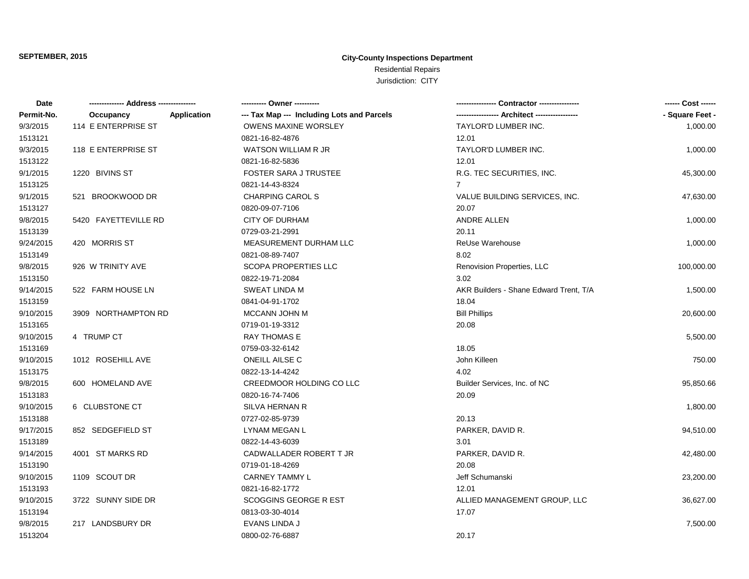**SEPTEMBER, 2015**

## City-County Inspections Department

Residential Repairs

Jurisdiction: CITY

| Date | -------------- Address -------------- | | ---------- Owner ---------- | ---------------- Contractor ---------------- | ------ Cost ------ |
|---|---|---|---|---|---|
| Permit-No. | Occupancy | Application | --- Tax Map --- Including Lots and Parcels | ---------------- Architect ---------------- | - Square Feet - |
| 9/3/2015 | 114 E ENTERPRISE ST | | OWENS MAXINE WORSLEY | TAYLOR'D LUMBER INC. | 1,000.00 |
| 1513121 | | | 0821-16-82-4876 | 12.01 | |
| 9/3/2015 | 118 E ENTERPRISE ST | | WATSON WILLIAM R JR | TAYLOR'D LUMBER INC. | 1,000.00 |
| 1513122 | | | 0821-16-82-5836 | 12.01 | |
| 9/1/2015 | 1220 BIVINS ST | | FOSTER SARA J TRUSTEE | R.G. TEC SECURITIES, INC. | 45,300.00 |
| 1513125 | | | 0821-14-43-8324 | 7 | |
| 9/1/2015 | 521 BROOKWOOD DR | | CHARPING CAROL S | VALUE BUILDING SERVICES, INC. | 47,630.00 |
| 1513127 | | | 0820-09-07-7106 | 20.07 | |
| 9/8/2015 | 5420 FAYETTEVILLE RD | | CITY OF DURHAM | ANDRE ALLEN | 1,000.00 |
| 1513139 | | | 0729-03-21-2991 | 20.11 | |
| 9/24/2015 | 420 MORRIS ST | | MEASUREMENT DURHAM LLC | ReUse Warehouse | 1,000.00 |
| 1513149 | | | 0821-08-89-7407 | 8.02 | |
| 9/8/2015 | 926 W TRINITY AVE | | SCOPA PROPERTIES LLC | Renovision Properties, LLC | 100,000.00 |
| 1513150 | | | 0822-19-71-2084 | 3.02 | |
| 9/14/2015 | 522 FARM HOUSE LN | | SWEAT LINDA M | AKR Builders - Shane Edward Trent, T/A | 1,500.00 |
| 1513159 | | | 0841-04-91-1702 | 18.04 | |
| 9/10/2015 | 3909 NORTHAMPTON RD | | MCCANN JOHN M | Bill Phillips | 20,600.00 |
| 1513165 | | | 0719-01-19-3312 | 20.08 | |
| 9/10/2015 | 4 TRUMP CT | | RAY THOMAS E | | 5,500.00 |
| 1513169 | | | 0759-03-32-6142 | 18.05 | |
| 9/10/2015 | 1012 ROSEHILL AVE | | ONEILL AILSE C | John Killeen | 750.00 |
| 1513175 | | | 0822-13-14-4242 | 4.02 | |
| 9/8/2015 | 600 HOMELAND AVE | | CREEDMOOR HOLDING CO LLC | Builder Services, Inc. of NC | 95,850.66 |
| 1513183 | | | 0820-16-74-7406 | 20.09 | |
| 9/10/2015 | 6 CLUBSTONE CT | | SILVA HERNAN R | | 1,800.00 |
| 1513188 | | | 0727-02-85-9739 | 20.13 | |
| 9/17/2015 | 852 SEDGEFIELD ST | | LYNAM MEGAN L | PARKER, DAVID R. | 94,510.00 |
| 1513189 | | | 0822-14-43-6039 | 3.01 | |
| 9/14/2015 | 4001 ST MARKS RD | | CADWALLADER ROBERT T JR | PARKER, DAVID R. | 42,480.00 |
| 1513190 | | | 0719-01-18-4269 | 20.08 | |
| 9/10/2015 | 1109 SCOUT DR | | CARNEY TAMMY L | Jeff Schumanski | 23,200.00 |
| 1513193 | | | 0821-16-82-1772 | 12.01 | |
| 9/10/2015 | 3722 SUNNY SIDE DR | | SCOGGINS GEORGE R EST | ALLIED MANAGEMENT GROUP, LLC | 36,627.00 |
| 1513194 | | | 0813-03-30-4014 | 17.07 | |
| 9/8/2015 | 217 LANDSBURY DR | | EVANS LINDA J | | 7,500.00 |
| 1513204 | | | 0800-02-76-6887 | 20.17 | |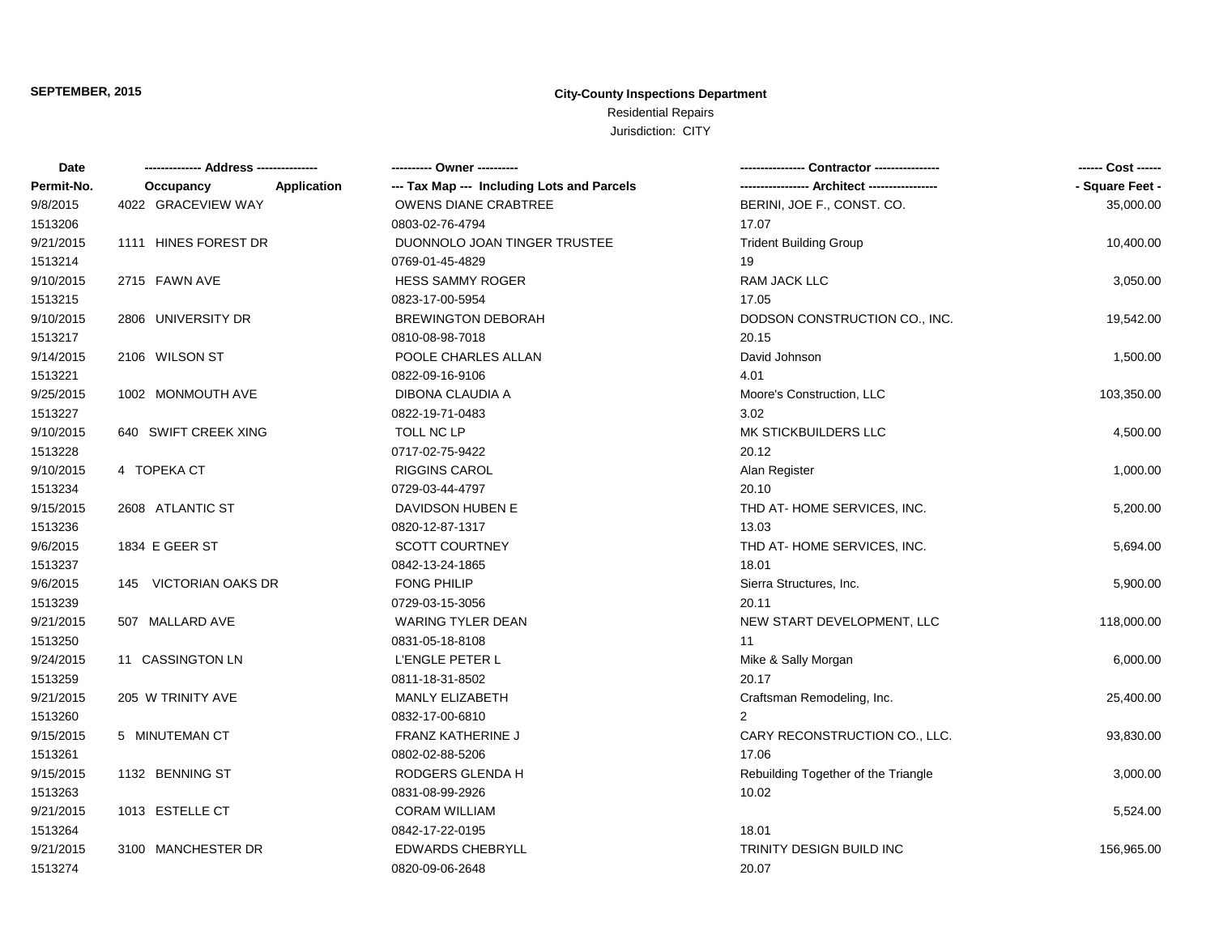**SEPTEMBER, 2015**

**City-County Inspections Department**

Residential Repairs

Jurisdiction: CITY

| Date | -------------- Address -------------- | | ---------- Owner ---------- | ---------------- Contractor ---------------- | ------ Cost ------ |
|---|---|---|---|---|---|
| Permit-No. | Occupancy | Application | --- Tax Map --- Including Lots and Parcels | ---------------- Architect ---------------- | - Square Feet - |
| 9/8/2015 | 4022 GRACEVIEW WAY | | OWENS DIANE CRABTREE | BERINI, JOE F., CONST. CO. | 35,000.00 |
| 1513206 | | | 0803-02-76-4794 | 17.07 | |
| 9/21/2015 | 1111 HINES FOREST DR | | DUONNOLO JOAN TINGER TRUSTEE | Trident Building Group | 10,400.00 |
| 1513214 | | | 0769-01-45-4829 | 19 | |
| 9/10/2015 | 2715 FAWN AVE | | HESS SAMMY ROGER | RAM JACK LLC | 3,050.00 |
| 1513215 | | | 0823-17-00-5954 | 17.05 | |
| 9/10/2015 | 2806 UNIVERSITY DR | | BREWINGTON DEBORAH | DODSON CONSTRUCTION CO., INC. | 19,542.00 |
| 1513217 | | | 0810-08-98-7018 | 20.15 | |
| 9/14/2015 | 2106 WILSON ST | | POOLE CHARLES ALLAN | David Johnson | 1,500.00 |
| 1513221 | | | 0822-09-16-9106 | 4.01 | |
| 9/25/2015 | 1002 MONMOUTH AVE | | DIBONA CLAUDIA A | Moore's Construction, LLC | 103,350.00 |
| 1513227 | | | 0822-19-71-0483 | 3.02 | |
| 9/10/2015 | 640 SWIFT CREEK XING | | TOLL NC LP | MK STICKBUILDERS LLC | 4,500.00 |
| 1513228 | | | 0717-02-75-9422 | 20.12 | |
| 9/10/2015 | 4 TOPEKA CT | | RIGGINS CAROL | Alan Register | 1,000.00 |
| 1513234 | | | 0729-03-44-4797 | 20.10 | |
| 9/15/2015 | 2608 ATLANTIC ST | | DAVIDSON HUBEN E | THD AT- HOME SERVICES, INC. | 5,200.00 |
| 1513236 | | | 0820-12-87-1317 | 13.03 | |
| 9/6/2015 | 1834 E GEER ST | | SCOTT COURTNEY | THD AT- HOME SERVICES, INC. | 5,694.00 |
| 1513237 | | | 0842-13-24-1865 | 18.01 | |
| 9/6/2015 | 145 VICTORIAN OAKS DR | | FONG PHILIP | Sierra Structures, Inc. | 5,900.00 |
| 1513239 | | | 0729-03-15-3056 | 20.11 | |
| 9/21/2015 | 507 MALLARD AVE | | WARING TYLER DEAN | NEW START DEVELOPMENT, LLC | 118,000.00 |
| 1513250 | | | 0831-05-18-8108 | 11 | |
| 9/24/2015 | 11 CASSINGTON LN | | L'ENGLE PETER L | Mike & Sally Morgan | 6,000.00 |
| 1513259 | | | 0811-18-31-8502 | 20.17 | |
| 9/21/2015 | 205 W TRINITY AVE | | MANLY ELIZABETH | Craftsman Remodeling, Inc. | 25,400.00 |
| 1513260 | | | 0832-17-00-6810 | 2 | |
| 9/15/2015 | 5 MINUTEMAN CT | | FRANZ KATHERINE J | CARY RECONSTRUCTION CO., LLC. | 93,830.00 |
| 1513261 | | | 0802-02-88-5206 | 17.06 | |
| 9/15/2015 | 1132 BENNING ST | | RODGERS GLENDA H | Rebuilding Together of the Triangle | 3,000.00 |
| 1513263 | | | 0831-08-99-2926 | 10.02 | |
| 9/21/2015 | 1013 ESTELLE CT | | CORAM WILLIAM | | 5,524.00 |
| 1513264 | | | 0842-17-22-0195 | 18.01 | |
| 9/21/2015 | 3100 MANCHESTER DR | | EDWARDS CHEBRYLL | TRINITY DESIGN BUILD INC | 156,965.00 |
| 1513274 | | | 0820-09-06-2648 | 20.07 | |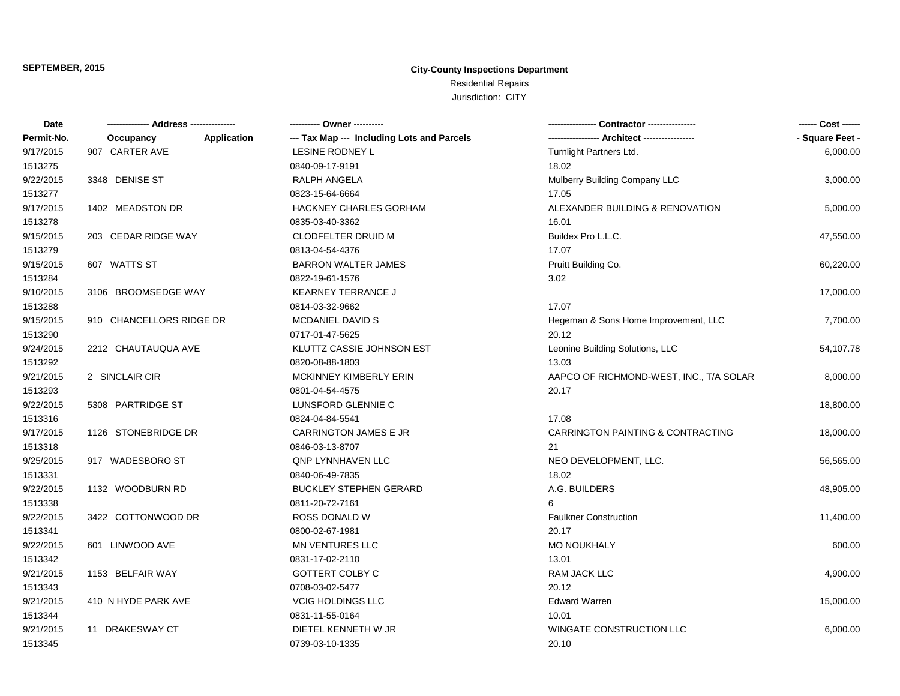**SEPTEMBER, 2015**

**City-County Inspections Department**

Residential Repairs

Jurisdiction: CITY

| Date | -------------- Address -------------- | | ---------- Owner ---------- | ---------------- Contractor ---------------- | ------ Cost ------ |
|---|---|---|---|---|---|
| Permit-No. | Occupancy | Application | --- Tax Map --- Including Lots and Parcels | ---------------- Architect ---------------- | - Square Feet - |
| 9/17/2015 | 907 CARTER AVE | | LESINE RODNEY L | Turnlight Partners Ltd. | 6,000.00 |
| 1513275 | | | 0840-09-17-9191 | 18.02 | |
| 9/22/2015 | 3348 DENISE ST | | RALPH ANGELA | Mulberry Building Company LLC | 3,000.00 |
| 1513277 | | | 0823-15-64-6664 | 17.05 | |
| 9/17/2015 | 1402 MEADSTON DR | | HACKNEY CHARLES GORHAM | ALEXANDER BUILDING & RENOVATION | 5,000.00 |
| 1513278 | | | 0835-03-40-3362 | 16.01 | |
| 9/15/2015 | 203 CEDAR RIDGE WAY | | CLODFELTER DRUID M | Buildex Pro L.L.C. | 47,550.00 |
| 1513279 | | | 0813-04-54-4376 | 17.07 | |
| 9/15/2015 | 607 WATTS ST | | BARRON WALTER JAMES | Pruitt Building Co. | 60,220.00 |
| 1513284 | | | 0822-19-61-1576 | 3.02 | |
| 9/10/2015 | 3106 BROOMSEDGE WAY | | KEARNEY TERRANCE J | | 17,000.00 |
| 1513288 | | | 0814-03-32-9662 | 17.07 | |
| 9/15/2015 | 910 CHANCELLORS RIDGE DR | | MCDANIEL DAVID S | Hegeman & Sons Home Improvement, LLC | 7,700.00 |
| 1513290 | | | 0717-01-47-5625 | 20.12 | |
| 9/24/2015 | 2212 CHAUTAUQUA AVE | | KLUTTZ CASSIE JOHNSON EST | Leonine Building Solutions, LLC | 54,107.78 |
| 1513292 | | | 0820-08-88-1803 | 13.03 | |
| 9/21/2015 | 2 SINCLAIR CIR | | MCKINNEY KIMBERLY ERIN | AAPCO OF RICHMOND-WEST, INC., T/A SOLAR | 8,000.00 |
| 1513293 | | | 0801-04-54-4575 | 20.17 | |
| 9/22/2015 | 5308 PARTRIDGE ST | | LUNSFORD GLENNIE C | | 18,800.00 |
| 1513316 | | | 0824-04-84-5541 | 17.08 | |
| 9/17/2015 | 1126 STONEBRIDGE DR | | CARRINGTON JAMES E JR | CARRINGTON PAINTING & CONTRACTING | 18,000.00 |
| 1513318 | | | 0846-03-13-8707 | 21 | |
| 9/25/2015 | 917 WADESBORO ST | | QNP LYNNHAVEN LLC | NEO DEVELOPMENT, LLC. | 56,565.00 |
| 1513331 | | | 0840-06-49-7835 | 18.02 | |
| 9/22/2015 | 1132 WOODBURN RD | | BUCKLEY STEPHEN GERARD | A.G. BUILDERS | 48,905.00 |
| 1513338 | | | 0811-20-72-7161 | 6 | |
| 9/22/2015 | 3422 COTTONWOOD DR | | ROSS DONALD W | Faulkner Construction | 11,400.00 |
| 1513341 | | | 0800-02-67-1981 | 20.17 | |
| 9/22/2015 | 601 LINWOOD AVE | | MN VENTURES LLC | MO NOUKHALY | 600.00 |
| 1513342 | | | 0831-17-02-2110 | 13.01 | |
| 9/21/2015 | 1153 BELFAIR WAY | | GOTTERT COLBY C | RAM JACK LLC | 4,900.00 |
| 1513343 | | | 0708-03-02-5477 | 20.12 | |
| 9/21/2015 | 410 N HYDE PARK AVE | | VCIG HOLDINGS LLC | Edward Warren | 15,000.00 |
| 1513344 | | | 0831-11-55-0164 | 10.01 | |
| 9/21/2015 | 11 DRAKESWAY CT | | DIETEL KENNETH W JR | WINGATE CONSTRUCTION LLC | 6,000.00 |
| 1513345 | | | 0739-03-10-1335 | 20.10 | |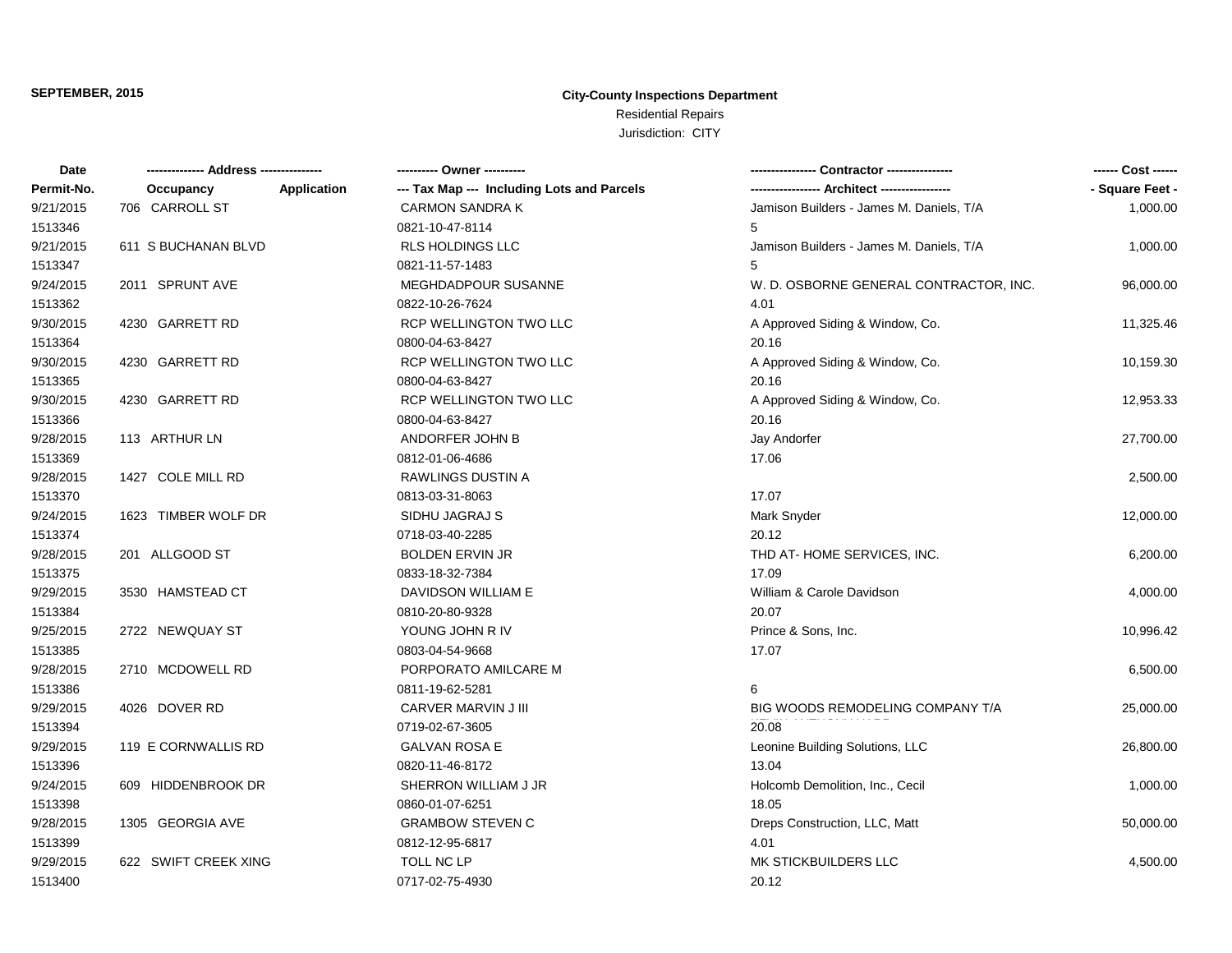**SEPTEMBER, 2015**

**City-County Inspections Department**

Residential Repairs

Jurisdiction: CITY

| Date<br>Permit-No. | -------------- Address --------------<br>Occupancy | Application | ---------- Owner ----------<br>--- Tax Map --- Including Lots and Parcels | ---------------- Contractor ----------------<br>---------------- Architect ---------------- | ------ Cost ------<br>- Square Feet - |
|---|---|---|---|---|---|
| 9/21/2015<br>1513346 | 706 CARROLL ST | | CARMON SANDRA K<br>0821-10-47-8114 | Jamison Builders - James M. Daniels, T/A<br>5 | 1,000.00 |
| 9/21/2015<br>1513347 | 611 S BUCHANAN BLVD | | RLS HOLDINGS LLC<br>0821-11-57-1483 | Jamison Builders - James M. Daniels, T/A<br>5 | 1,000.00 |
| 9/24/2015<br>1513362 | 2011 SPRUNT AVE | | MEGHDADPOUR SUSANNE<br>0822-10-26-7624 | W. D. OSBORNE GENERAL CONTRACTOR, INC.<br>4.01 | 96,000.00 |
| 9/30/2015<br>1513364 | 4230 GARRETT RD | | RCP WELLINGTON TWO LLC<br>0800-04-63-8427 | A Approved Siding & Window, Co.<br>20.16 | 11,325.46 |
| 9/30/2015<br>1513365 | 4230 GARRETT RD | | RCP WELLINGTON TWO LLC<br>0800-04-63-8427 | A Approved Siding & Window, Co.<br>20.16 | 10,159.30 |
| 9/30/2015<br>1513366 | 4230 GARRETT RD | | RCP WELLINGTON TWO LLC<br>0800-04-63-8427 | A Approved Siding & Window, Co.<br>20.16 | 12,953.33 |
| 9/28/2015<br>1513369 | 113 ARTHUR LN | | ANDORFER JOHN B<br>0812-01-06-4686 | Jay Andorfer<br>17.06 | 27,700.00 |
| 9/28/2015<br>1513370 | 1427 COLE MILL RD | | RAWLINGS DUSTIN A<br>0813-03-31-8063 | <br>17.07 | 2,500.00 |
| 9/24/2015<br>1513374 | 1623 TIMBER WOLF DR | | SIDHU JAGRAJ S<br>0718-03-40-2285 | Mark Snyder<br>20.12 | 12,000.00 |
| 9/28/2015<br>1513375 | 201 ALLGOOD ST | | BOLDEN ERVIN JR<br>0833-18-32-7384 | THD AT- HOME SERVICES, INC.<br>17.09 | 6,200.00 |
| 9/29/2015<br>1513384 | 3530 HAMSTEAD CT | | DAVIDSON WILLIAM E<br>0810-20-80-9328 | William & Carole Davidson<br>20.07 | 4,000.00 |
| 9/25/2015<br>1513385 | 2722 NEWQUAY ST | | YOUNG JOHN R IV<br>0803-04-54-9668 | Prince & Sons, Inc.<br>17.07 | 10,996.42 |
| 9/28/2015<br>1513386 | 2710 MCDOWELL RD | | PORPORATO AMILCARE M<br>0811-19-62-5281 | <br>6 | 6,500.00 |
| 9/29/2015<br>1513394 | 4026 DOVER RD | | CARVER MARVIN J III<br>0719-02-67-3605 | BIG WOODS REMODELING COMPANY T/A<br>20.08 | 25,000.00 |
| 9/29/2015<br>1513396 | 119 E CORNWALLIS RD | | GALVAN ROSA E<br>0820-11-46-8172 | Leonine Building Solutions, LLC<br>13.04 | 26,800.00 |
| 9/24/2015<br>1513398 | 609 HIDDENBROOK DR | | SHERRON WILLIAM J JR<br>0860-01-07-6251 | Holcomb Demolition, Inc., Cecil<br>18.05 | 1,000.00 |
| 9/28/2015<br>1513399 | 1305 GEORGIA AVE | | GRAMBOW STEVEN C<br>0812-12-95-6817 | Dreps Construction, LLC, Matt<br>4.01 | 50,000.00 |
| 9/29/2015<br>1513400 | 622 SWIFT CREEK XING | | TOLL NC LP<br>0717-02-75-4930 | MK STICKBUILDERS LLC<br>20.12 | 4,500.00 |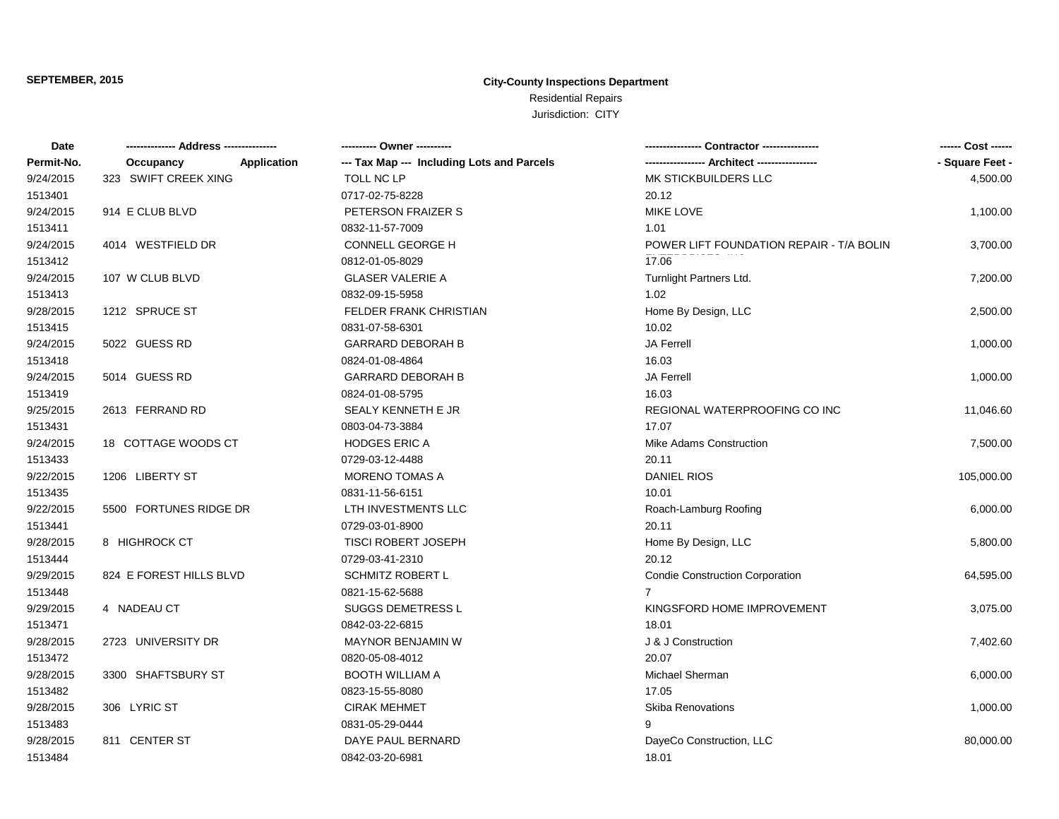**SEPTEMBER, 2015**

**City-County Inspections Department**

Residential Repairs

Jurisdiction: CITY

| Date<br>Permit-No. | -------------- Address --------------<br>Occupancy Application | ---------- Owner ----------<br>--- Tax Map --- Including Lots and Parcels | ---------------- Contractor ----------------<br>---------------- Architect ---------------- | ------ Cost ------<br>- Square Feet - |
|---|---|---|---|---|
| 9/24/2015<br>1513401 | 323 SWIFT CREEK XING | TOLL NC LP<br>0717-02-75-8228 | MK STICKBUILDERS LLC<br>20.12 | 4,500.00 |
| 9/24/2015<br>1513411 | 914 E CLUB BLVD | PETERSON FRAIZER S<br>0832-11-57-7009 | MIKE LOVE<br>1.01 | 1,100.00 |
| 9/24/2015<br>1513412 | 4014 WESTFIELD DR | CONNELL GEORGE H<br>0812-01-05-8029 | POWER LIFT FOUNDATION REPAIR - T/A BOLIN ENTERPRISES, INC<br>17.06 | 3,700.00 |
| 9/24/2015<br>1513413 | 107 W CLUB BLVD | GLASER VALERIE A<br>0832-09-15-5958 | Turnlight Partners Ltd.<br>1.02 | 7,200.00 |
| 9/28/2015<br>1513415 | 1212 SPRUCE ST | FELDER FRANK CHRISTIAN<br>0831-07-58-6301 | Home By Design, LLC<br>10.02 | 2,500.00 |
| 9/24/2015<br>1513418 | 5022 GUESS RD | GARRARD DEBORAH B<br>0824-01-08-4864 | JA Ferrell<br>16.03 | 1,000.00 |
| 9/24/2015<br>1513419 | 5014 GUESS RD | GARRARD DEBORAH B<br>0824-01-08-5795 | JA Ferrell<br>16.03 | 1,000.00 |
| 9/25/2015<br>1513431 | 2613 FERRAND RD | SEALY KENNETH E JR<br>0803-04-73-3884 | REGIONAL WATERPROOFING CO INC<br>17.07 | 11,046.60 |
| 9/24/2015<br>1513433 | 18 COTTAGE WOODS CT | HODGES ERIC A<br>0729-03-12-4488 | Mike Adams Construction<br>20.11 | 7,500.00 |
| 9/22/2015<br>1513435 | 1206 LIBERTY ST | MORENO TOMAS A<br>0831-11-56-6151 | DANIEL RIOS<br>10.01 | 105,000.00 |
| 9/22/2015<br>1513441 | 5500 FORTUNES RIDGE DR | LTH INVESTMENTS LLC<br>0729-03-01-8900 | Roach-Lamburg Roofing<br>20.11 | 6,000.00 |
| 9/28/2015<br>1513444 | 8 HIGHROCK CT | TISCI ROBERT JOSEPH<br>0729-03-41-2310 | Home By Design, LLC<br>20.12 | 5,800.00 |
| 9/29/2015<br>1513448 | 824 E FOREST HILLS BLVD | SCHMITZ ROBERT L<br>0821-15-62-5688 | Condie Construction Corporation<br>7 | 64,595.00 |
| 9/29/2015<br>1513471 | 4 NADEAU CT | SUGGS DEMETRESS L<br>0842-03-22-6815 | KINGSFORD HOME IMPROVEMENT<br>18.01 | 3,075.00 |
| 9/28/2015<br>1513472 | 2723 UNIVERSITY DR | MAYNOR BENJAMIN W<br>0820-05-08-4012 | J & J Construction<br>20.07 | 7,402.60 |
| 9/28/2015<br>1513482 | 3300 SHAFTSBURY ST | BOOTH WILLIAM A<br>0823-15-55-8080 | Michael Sherman<br>17.05 | 6,000.00 |
| 9/28/2015<br>1513483 | 306 LYRIC ST | CIRAK MEHMET<br>0831-05-29-0444 | Skiba Renovations<br>9 | 1,000.00 |
| 9/28/2015<br>1513484 | 811 CENTER ST | DAYE PAUL BERNARD<br>0842-03-20-6981 | DayeCo Construction, LLC<br>18.01 | 80,000.00 |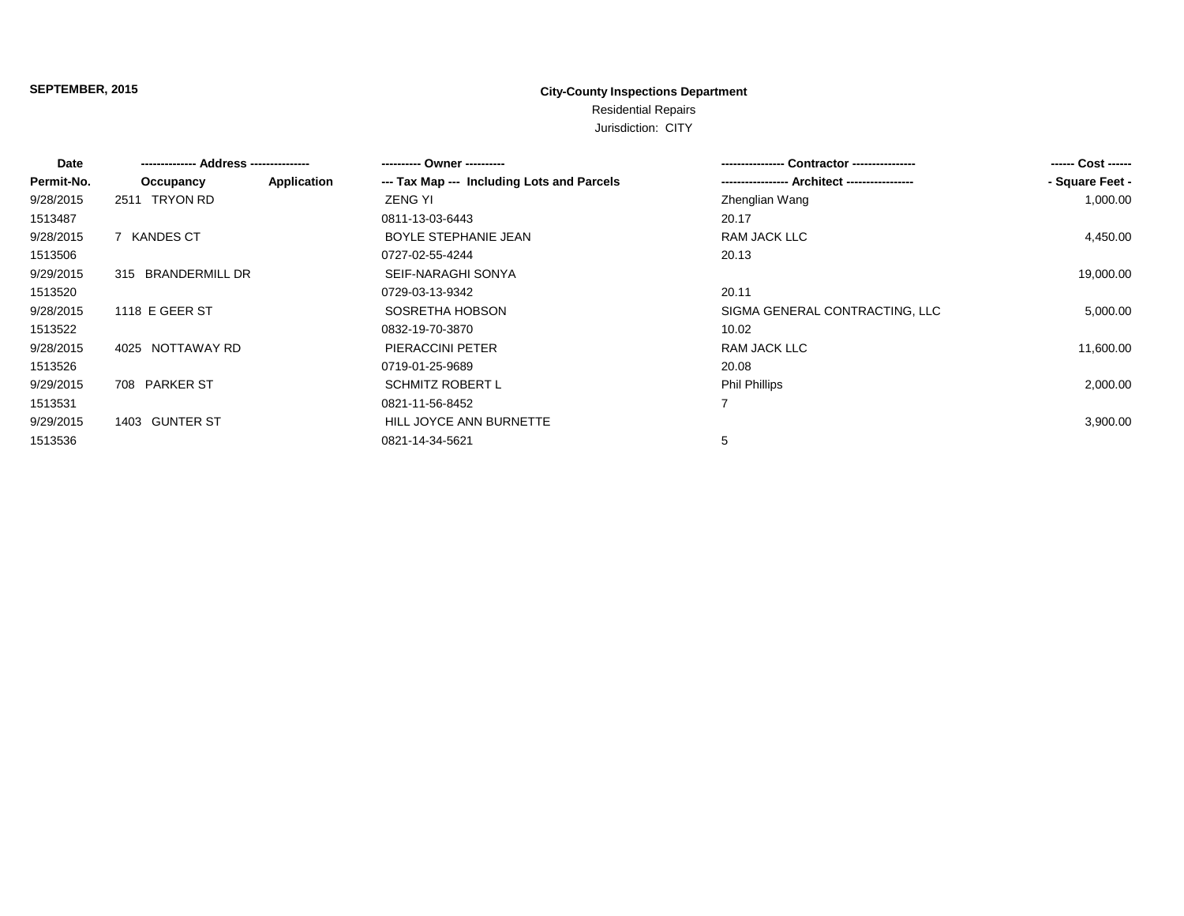SEPTEMBER, 2015

**City-County Inspections Department**

Residential Repairs

Jurisdiction: CITY

| Date | -------------- Address -------------- | | ---------- Owner ---------- | ---------------- Contractor ---------------- | ------ Cost ------ |
|---|---|---|---|---|---|
| Permit-No. | Occupancy | Application | --- Tax Map --- Including Lots and Parcels | ---------------- Architect ---------------- | - Square Feet - |
| 9/28/2015 | 2511 TRYON RD | | ZENG YI | Zhenglian Wang | 1,000.00 |
| 1513487 | | | 0811-13-03-6443 | 20.17 | |
| 9/28/2015 | 7 KANDES CT | | BOYLE STEPHANIE JEAN | RAM JACK LLC | 4,450.00 |
| 1513506 | | | 0727-02-55-4244 | 20.13 | |
| 9/29/2015 | 315 BRANDERMILL DR | | SEIF-NARAGHI SONYA | | 19,000.00 |
| 1513520 | | | 0729-03-13-9342 | 20.11 | |
| 9/28/2015 | 1118 E GEER ST | | SOSRETHA HOBSON | SIGMA GENERAL CONTRACTING, LLC | 5,000.00 |
| 1513522 | | | 0832-19-70-3870 | 10.02 | |
| 9/28/2015 | 4025 NOTTAWAY RD | | PIERACCINI PETER | RAM JACK LLC | 11,600.00 |
| 1513526 | | | 0719-01-25-9689 | 20.08 | |
| 9/29/2015 | 708 PARKER ST | | SCHMITZ ROBERT L | Phil Phillips | 2,000.00 |
| 1513531 | | | 0821-11-56-8452 | 7 | |
| 9/29/2015 | 1403 GUNTER ST | | HILL JOYCE ANN BURNETTE | | 3,900.00 |
| 1513536 | | | 0821-14-34-5621 | 5 | |